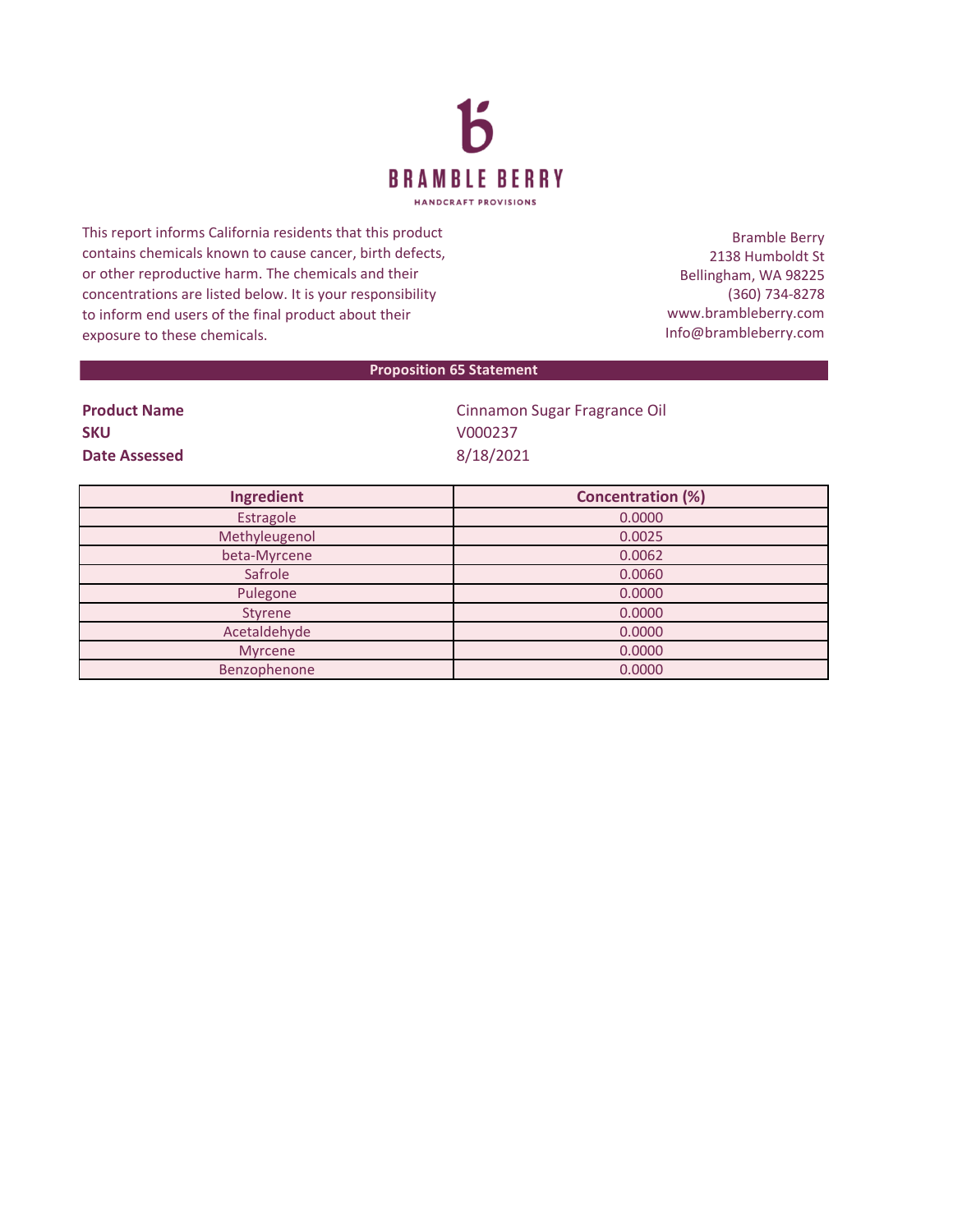# BRAMBLE BERRY

HANDCRAFT PROVISIONS

This report informs California residents that this product contains chemicals known to cause cancer, birth defects, or other reproductive harm. The chemicals and their concentrations are listed below. It is your responsibility to inform end users of the final product about their exposure to these chemicals.

Bramble Berry
2138 Humboldt St
Bellingham, WA 98225
(360) 734-8278
www.brambleberry.com
Info@brambleberry.com

## Proposition 65 Statement

**Product Name** Cinnamon Sugar Fragrance Oil
**SKU** V000237
**Date Assessed** 8/18/2021

| Ingredient | Concentration (%) |
|---|---|
| Estragole | 0.0000 |
| Methyleugenol | 0.0025 |
| beta-Myrcene | 0.0062 |
| Safrole | 0.0060 |
| Pulegone | 0.0000 |
| Styrene | 0.0000 |
| Acetaldehyde | 0.0000 |
| Myrcene | 0.0000 |
| Benzophenone | 0.0000 |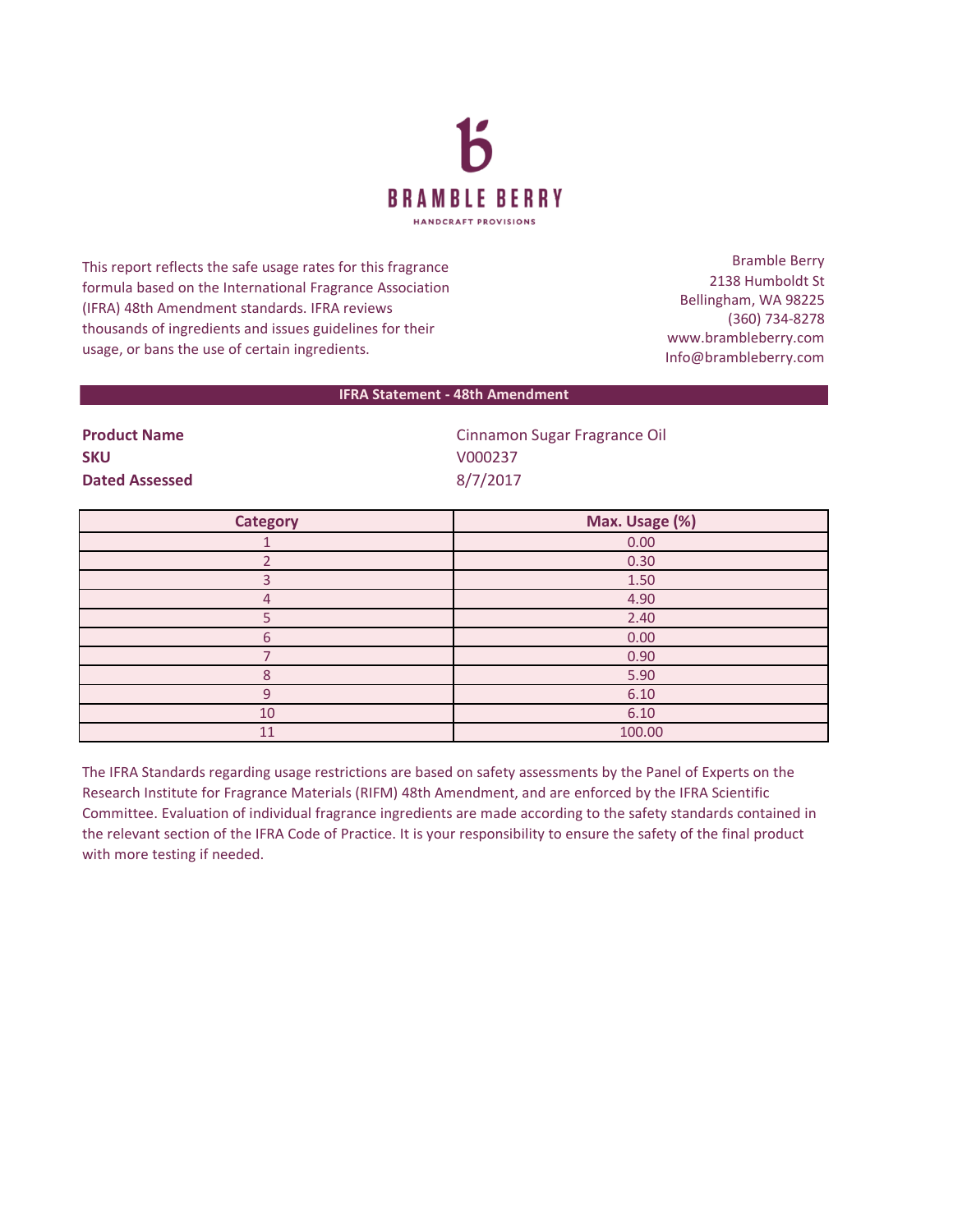# BRAMBLE BERRY

HANDCRAFT PROVISIONS

This report reflects the safe usage rates for this fragrance formula based on the International Fragrance Association (IFRA) 48th Amendment standards. IFRA reviews thousands of ingredients and issues guidelines for their usage, or bans the use of certain ingredients.

Bramble Berry
2138 Humboldt St
Bellingham, WA 98225
(360) 734-8278
www.brambleberry.com
Info@brambleberry.com

## IFRA Statement - 48th Amendment

**Product Name** Cinnamon Sugar Fragrance Oil
**SKU** V000237
**Dated Assessed** 8/7/2017

| Category | Max. Usage (%) |
|---|---|
| 1 | 0.00 |
| 2 | 0.30 |
| 3 | 1.50 |
| 4 | 4.90 |
| 5 | 2.40 |
| 6 | 0.00 |
| 7 | 0.90 |
| 8 | 5.90 |
| 9 | 6.10 |
| 10 | 6.10 |
| 11 | 100.00 |

The IFRA Standards regarding usage restrictions are based on safety assessments by the Panel of Experts on the Research Institute for Fragrance Materials (RIFM) 48th Amendment, and are enforced by the IFRA Scientific Committee. Evaluation of individual fragrance ingredients are made according to the safety standards contained in the relevant section of the IFRA Code of Practice. It is your responsibility to ensure the safety of the final product with more testing if needed.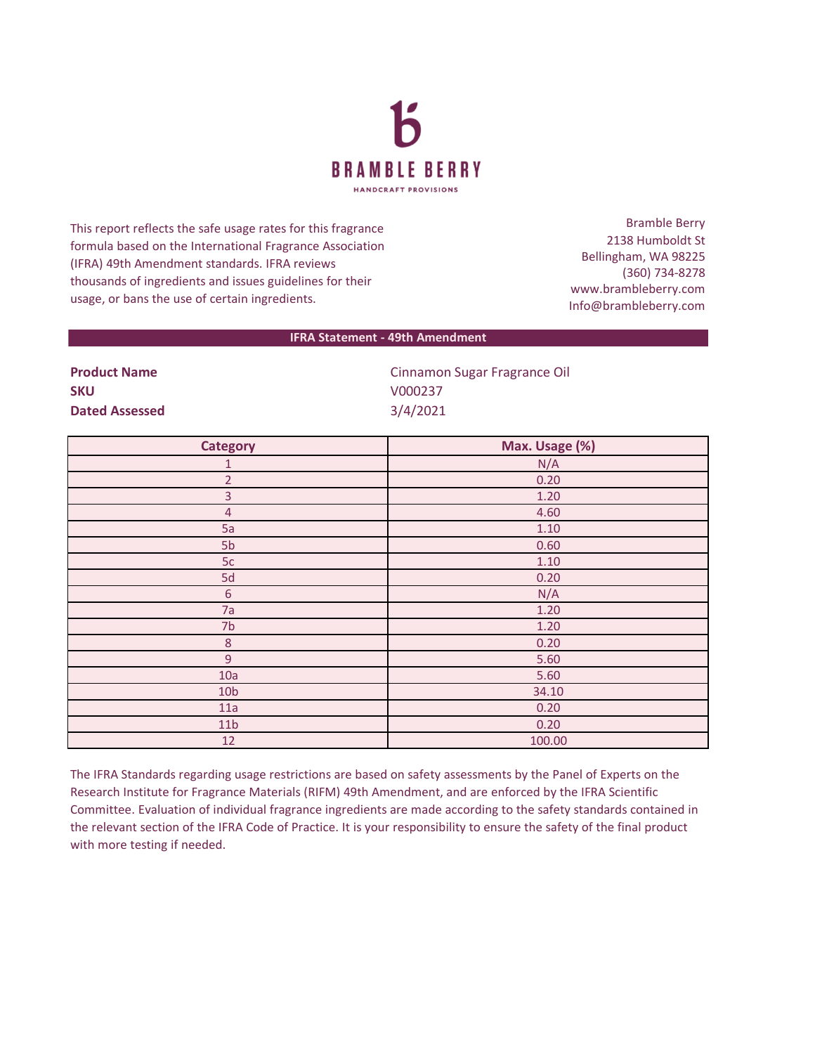**BRAMBLE BERRY**

HANDCRAFT PROVISIONS

This report reflects the safe usage rates for this fragrance formula based on the International Fragrance Association (IFRA) 49th Amendment standards. IFRA reviews thousands of ingredients and issues guidelines for their usage, or bans the use of certain ingredients.

Bramble Berry
2138 Humboldt St
Bellingham, WA 98225
(360) 734-8278
www.brambleberry.com
Info@brambleberry.com

## IFRA Statement - 49th Amendment

**Product Name** Cinnamon Sugar Fragrance Oil
**SKU** V000237
**Dated Assessed** 3/4/2021

| Category | Max. Usage (%) |
|---|---|
| 1 | N/A |
| 2 | 0.20 |
| 3 | 1.20 |
| 4 | 4.60 |
| 5a | 1.10 |
| 5b | 0.60 |
| 5c | 1.10 |
| 5d | 0.20 |
| 6 | N/A |
| 7a | 1.20 |
| 7b | 1.20 |
| 8 | 0.20 |
| 9 | 5.60 |
| 10a | 5.60 |
| 10b | 34.10 |
| 11a | 0.20 |
| 11b | 0.20 |
| 12 | 100.00 |

The IFRA Standards regarding usage restrictions are based on safety assessments by the Panel of Experts on the Research Institute for Fragrance Materials (RIFM) 49th Amendment, and are enforced by the IFRA Scientific Committee. Evaluation of individual fragrance ingredients are made according to the safety standards contained in the relevant section of the IFRA Code of Practice. It is your responsibility to ensure the safety of the final product with more testing if needed.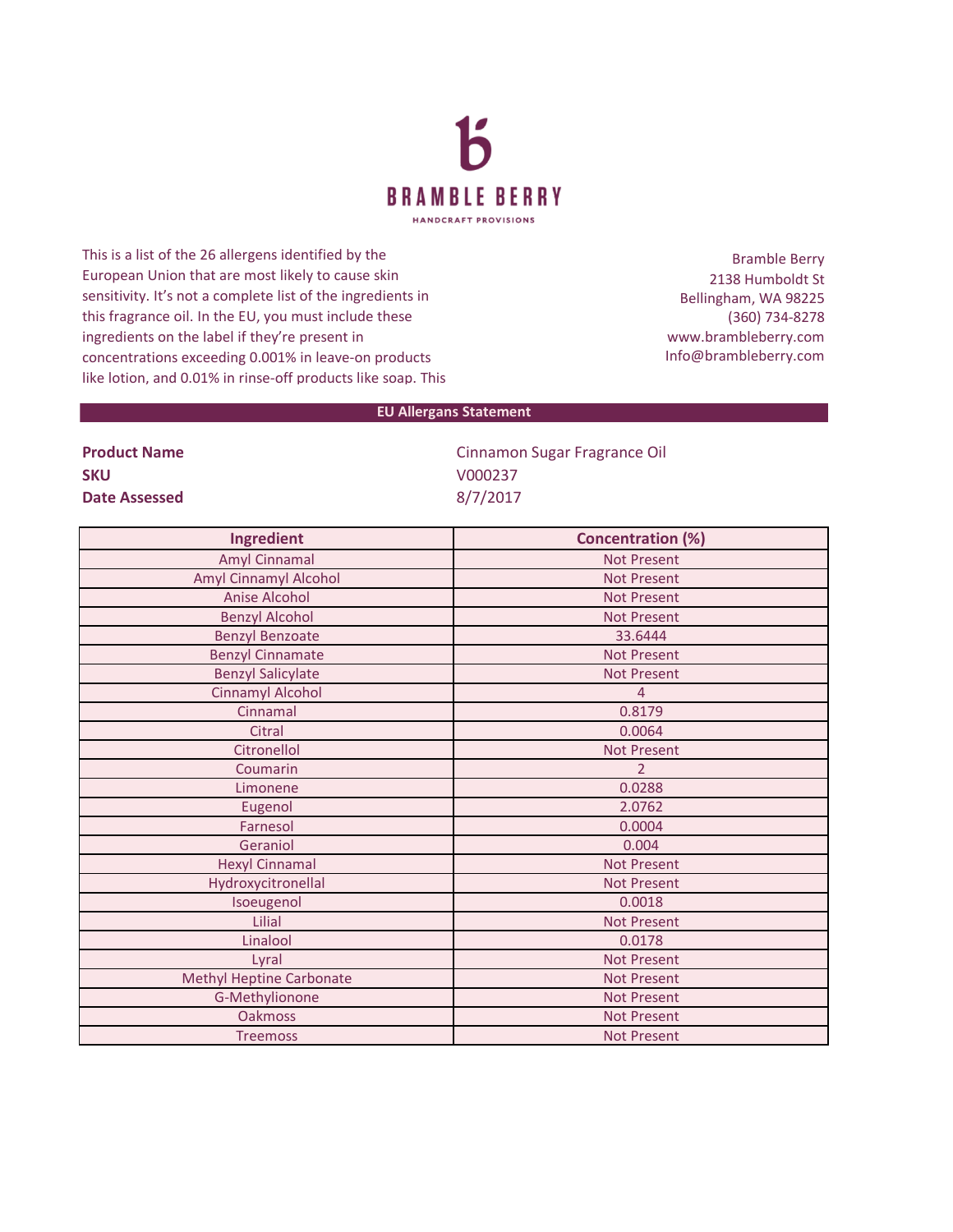# BRAMBLE BERRY

HANDCRAFT PROVISIONS

This is a list of the 26 allergens identified by the European Union that are most likely to cause skin sensitivity. It's not a complete list of the ingredients in this fragrance oil. In the EU, you must include these ingredients on the label if they're present in concentrations exceeding 0.001% in leave-on products like lotion, and 0.01% in rinse-off products like soap. This

Bramble Berry
2138 Humboldt St
Bellingham, WA 98225
(360) 734-8278
www.brambleberry.com
Info@brambleberry.com

## EU Allergans Statement

**Product Name** Cinnamon Sugar Fragrance Oil
**SKU** V000237
**Date Assessed** 8/7/2017

| Ingredient | Concentration (%) |
|---|---|
| Amyl Cinnamal | Not Present |
| Amyl Cinnamyl Alcohol | Not Present |
| Anise Alcohol | Not Present |
| Benzyl Alcohol | Not Present |
| Benzyl Benzoate | 33.6444 |
| Benzyl Cinnamate | Not Present |
| Benzyl Salicylate | Not Present |
| Cinnamyl Alcohol | 4 |
| Cinnamal | 0.8179 |
| Citral | 0.0064 |
| Citronellol | Not Present |
| Coumarin | 2 |
| Limonene | 0.0288 |
| Eugenol | 2.0762 |
| Farnesol | 0.0004 |
| Geraniol | 0.004 |
| Hexyl Cinnamal | Not Present |
| Hydroxycitronellal | Not Present |
| Isoeugenol | 0.0018 |
| Lilial | Not Present |
| Linalool | 0.0178 |
| Lyral | Not Present |
| Methyl Heptine Carbonate | Not Present |
| G-Methylionone | Not Present |
| Oakmoss | Not Present |
| Treemoss | Not Present |